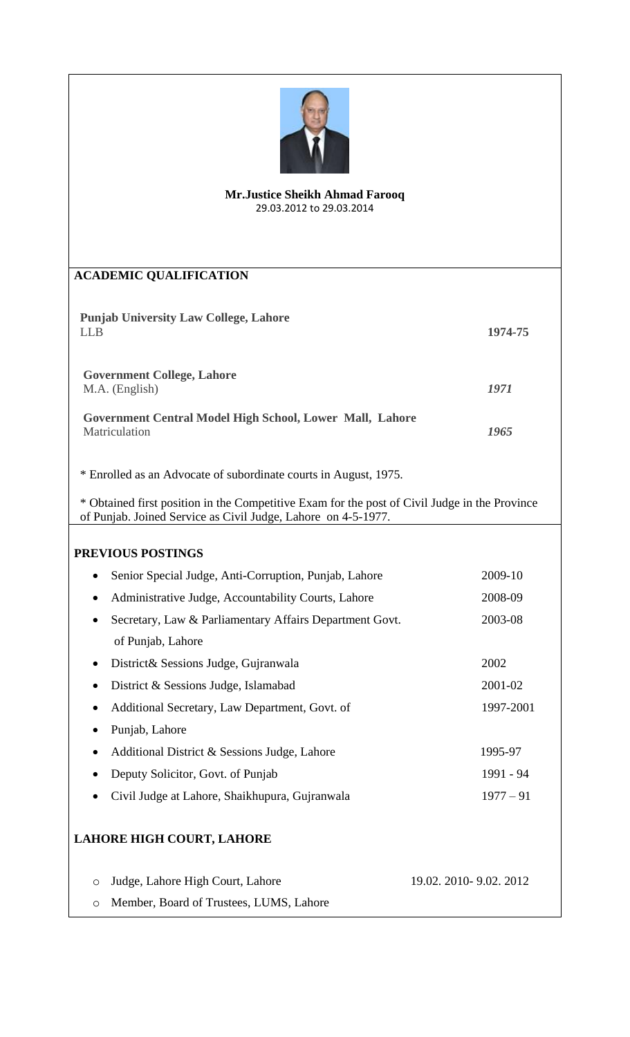**Mr.Justice Sheikh Ahmad Farooq**
29.03.2012 to 29.03.2014

## ACADEMIC QUALIFICATION

| | |
|---|---|
| **Punjab University Law College, Lahore**<br>LLB | **1974-75** |
| **Government College, Lahore**<br>M.A. (English) | ***1971*** |
| **Government Central Model High School, Lower Mall, Lahore**<br>Matriculation | ***1965*** |

* Enrolled as an Advocate of subordinate courts in August, 1975.

* Obtained first position in the Competitive Exam for the post of Civil Judge in the Province of Punjab. Joined Service as Civil Judge, Lahore on 4-5-1977.

## PREVIOUS POSTINGS

| | |
|---|---|
| • Senior Special Judge, Anti-Corruption, Punjab, Lahore | 2009-10 |
| • Administrative Judge, Accountability Courts, Lahore | 2008-09 |
| • Secretary, Law & Parliamentary Affairs Department Govt. of Punjab, Lahore | 2003-08 |
| • District& Sessions Judge, Gujranwala | 2002 |
| • District & Sessions Judge, Islamabad | 2001-02 |
| • Additional Secretary, Law Department, Govt. of Punjab, Lahore | 1997-2001 |
| • Additional District & Sessions Judge, Lahore | 1995-97 |
| • Deputy Solicitor, Govt. of Punjab | 1991 - 94 |
| • Civil Judge at Lahore, Shaikhupura, Gujranwala | 1977 – 91 |

## LAHORE HIGH COURT, LAHORE

| | |
|---|---|
| o Judge, Lahore High Court, Lahore | 19.02. 2010- 9.02. 2012 |
| o Member, Board of Trustees, LUMS, Lahore | |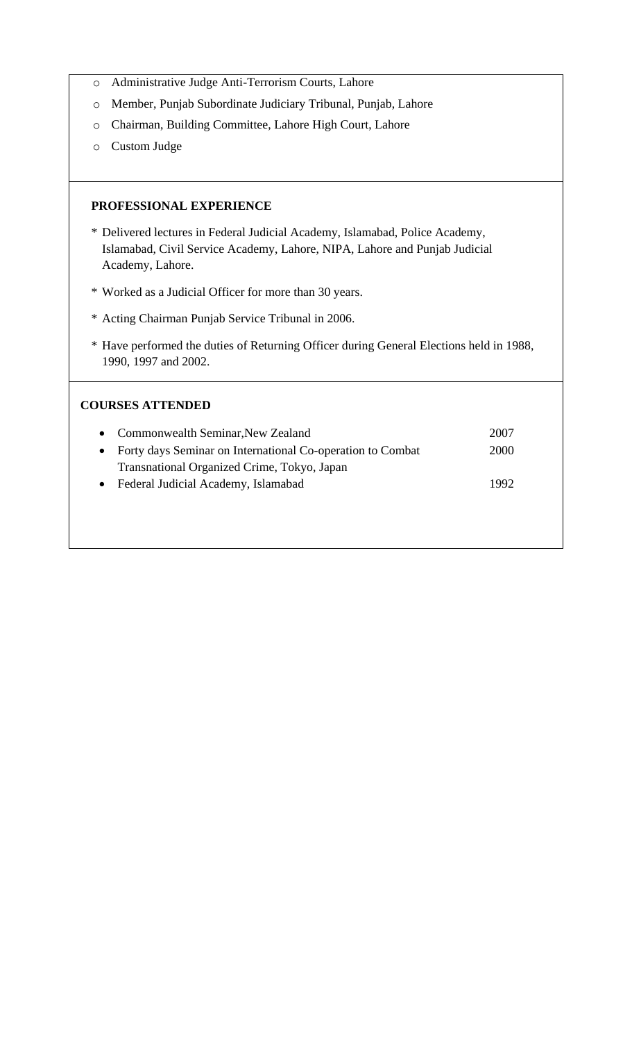- Administrative Judge Anti-Terrorism Courts, Lahore
- Member, Punjab Subordinate Judiciary Tribunal, Punjab, Lahore
- Chairman, Building Committee, Lahore High Court, Lahore
- Custom Judge

**PROFESSIONAL EXPERIENCE**

* Delivered lectures in Federal Judicial Academy, Islamabad, Police Academy, Islamabad, Civil Service Academy, Lahore, NIPA, Lahore and Punjab Judicial Academy, Lahore.
* Worked as a Judicial Officer for more than 30 years.
* Acting Chairman Punjab Service Tribunal in 2006.
* Have performed the duties of Returning Officer during General Elections held in 1988, 1990, 1997 and 2002.

**COURSES ATTENDED**

| | |
|---|---|
| • Commonwealth Seminar,New Zealand | 2007 |
| • Forty days Seminar on International Co-operation to Combat Transnational Organized Crime, Tokyo, Japan | 2000 |
| • Federal Judicial Academy, Islamabad | 1992 |